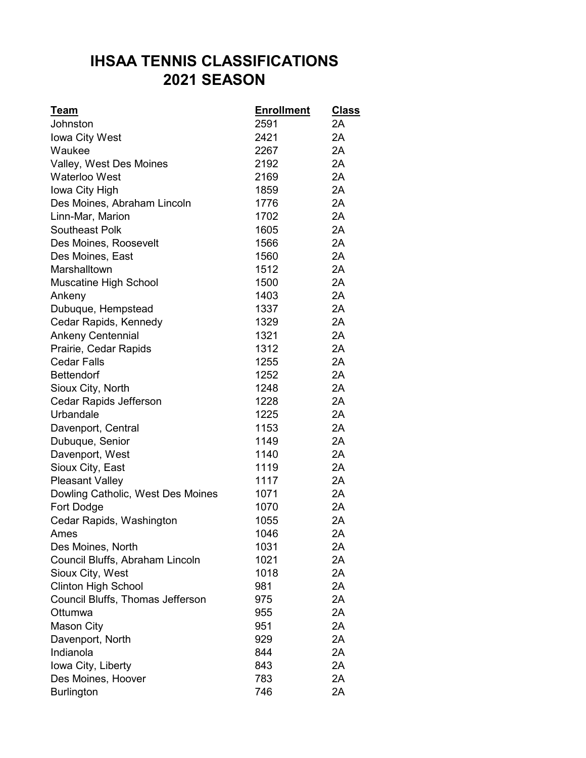# IHSAA TENNIS CLASSIFICATIONS
# 2021 SEASON

| Team | Enrollment | Class |
|---|---|---|
| Johnston | 2591 | 2A |
| Iowa City West | 2421 | 2A |
| Waukee | 2267 | 2A |
| Valley, West Des Moines | 2192 | 2A |
| Waterloo West | 2169 | 2A |
| Iowa City High | 1859 | 2A |
| Des Moines, Abraham Lincoln | 1776 | 2A |
| Linn-Mar, Marion | 1702 | 2A |
| Southeast Polk | 1605 | 2A |
| Des Moines, Roosevelt | 1566 | 2A |
| Des Moines, East | 1560 | 2A |
| Marshalltown | 1512 | 2A |
| Muscatine High School | 1500 | 2A |
| Ankeny | 1403 | 2A |
| Dubuque, Hempstead | 1337 | 2A |
| Cedar Rapids, Kennedy | 1329 | 2A |
| Ankeny Centennial | 1321 | 2A |
| Prairie, Cedar Rapids | 1312 | 2A |
| Cedar Falls | 1255 | 2A |
| Bettendorf | 1252 | 2A |
| Sioux City, North | 1248 | 2A |
| Cedar Rapids Jefferson | 1228 | 2A |
| Urbandale | 1225 | 2A |
| Davenport, Central | 1153 | 2A |
| Dubuque, Senior | 1149 | 2A |
| Davenport, West | 1140 | 2A |
| Sioux City, East | 1119 | 2A |
| Pleasant Valley | 1117 | 2A |
| Dowling Catholic, West Des Moines | 1071 | 2A |
| Fort Dodge | 1070 | 2A |
| Cedar Rapids, Washington | 1055 | 2A |
| Ames | 1046 | 2A |
| Des Moines, North | 1031 | 2A |
| Council Bluffs, Abraham Lincoln | 1021 | 2A |
| Sioux City, West | 1018 | 2A |
| Clinton High School | 981 | 2A |
| Council Bluffs, Thomas Jefferson | 975 | 2A |
| Ottumwa | 955 | 2A |
| Mason City | 951 | 2A |
| Davenport, North | 929 | 2A |
| Indianola | 844 | 2A |
| Iowa City, Liberty | 843 | 2A |
| Des Moines, Hoover | 783 | 2A |
| Burlington | 746 | 2A |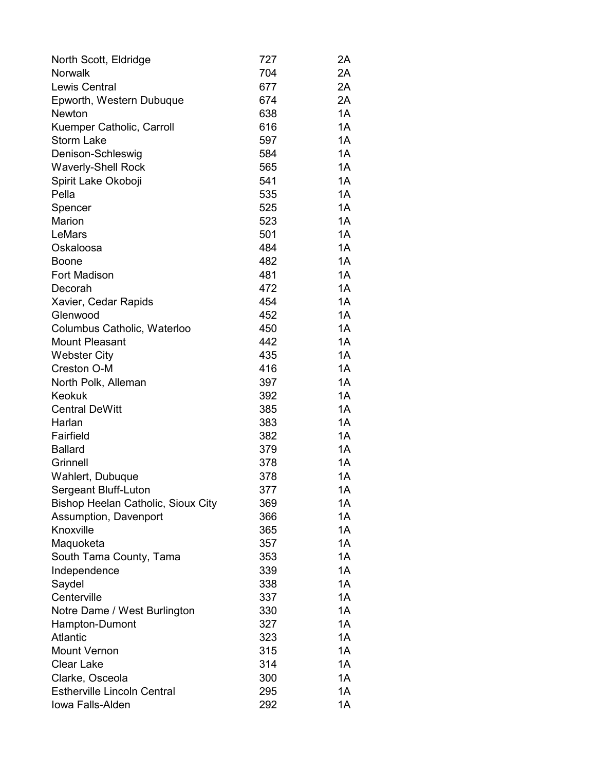| | | |
|---|---|---|
| North Scott, Eldridge | 727 | 2A |
| Norwalk | 704 | 2A |
| Lewis Central | 677 | 2A |
| Epworth, Western Dubuque | 674 | 2A |
| Newton | 638 | 1A |
| Kuemper Catholic, Carroll | 616 | 1A |
| Storm Lake | 597 | 1A |
| Denison-Schleswig | 584 | 1A |
| Waverly-Shell Rock | 565 | 1A |
| Spirit Lake Okoboji | 541 | 1A |
| Pella | 535 | 1A |
| Spencer | 525 | 1A |
| Marion | 523 | 1A |
| LeMars | 501 | 1A |
| Oskaloosa | 484 | 1A |
| Boone | 482 | 1A |
| Fort Madison | 481 | 1A |
| Decorah | 472 | 1A |
| Xavier, Cedar Rapids | 454 | 1A |
| Glenwood | 452 | 1A |
| Columbus Catholic, Waterloo | 450 | 1A |
| Mount Pleasant | 442 | 1A |
| Webster City | 435 | 1A |
| Creston O-M | 416 | 1A |
| North Polk, Alleman | 397 | 1A |
| Keokuk | 392 | 1A |
| Central DeWitt | 385 | 1A |
| Harlan | 383 | 1A |
| Fairfield | 382 | 1A |
| Ballard | 379 | 1A |
| Grinnell | 378 | 1A |
| Wahlert, Dubuque | 378 | 1A |
| Sergeant Bluff-Luton | 377 | 1A |
| Bishop Heelan Catholic, Sioux City | 369 | 1A |
| Assumption, Davenport | 366 | 1A |
| Knoxville | 365 | 1A |
| Maquoketa | 357 | 1A |
| South Tama County, Tama | 353 | 1A |
| Independence | 339 | 1A |
| Saydel | 338 | 1A |
| Centerville | 337 | 1A |
| Notre Dame / West Burlington | 330 | 1A |
| Hampton-Dumont | 327 | 1A |
| Atlantic | 323 | 1A |
| Mount Vernon | 315 | 1A |
| Clear Lake | 314 | 1A |
| Clarke, Osceola | 300 | 1A |
| Estherville Lincoln Central | 295 | 1A |
| Iowa Falls-Alden | 292 | 1A |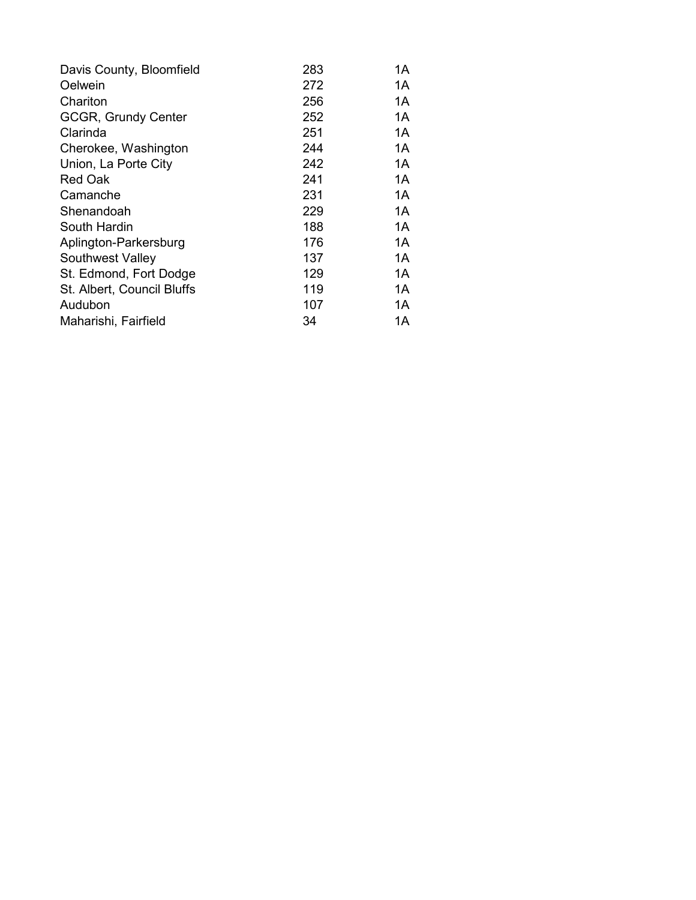| | | |
|---|---|---|
| Davis County, Bloomfield | 283 | 1A |
| Oelwein | 272 | 1A |
| Chariton | 256 | 1A |
| GCGR, Grundy Center | 252 | 1A |
| Clarinda | 251 | 1A |
| Cherokee, Washington | 244 | 1A |
| Union, La Porte City | 242 | 1A |
| Red Oak | 241 | 1A |
| Camanche | 231 | 1A |
| Shenandoah | 229 | 1A |
| South Hardin | 188 | 1A |
| Aplington-Parkersburg | 176 | 1A |
| Southwest Valley | 137 | 1A |
| St. Edmond, Fort Dodge | 129 | 1A |
| St. Albert, Council Bluffs | 119 | 1A |
| Audubon | 107 | 1A |
| Maharishi, Fairfield | 34 | 1A |